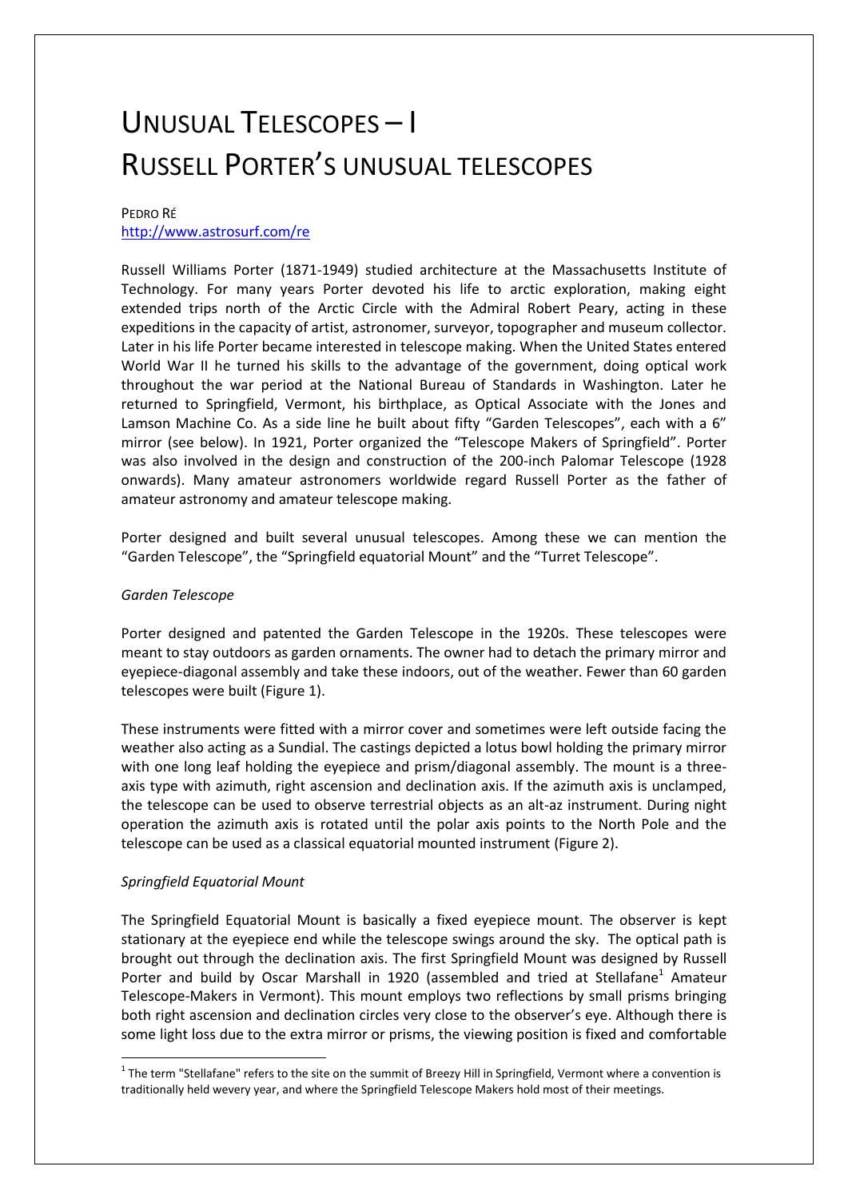# UNUSUAL TELESCOPES – I
# RUSSELL PORTER'S UNUSUAL TELESCOPES

PEDRO RÉ
http://www.astrosurf.com/re

Russell Williams Porter (1871-1949) studied architecture at the Massachusetts Institute of Technology. For many years Porter devoted his life to arctic exploration, making eight extended trips north of the Arctic Circle with the Admiral Robert Peary, acting in these expeditions in the capacity of artist, astronomer, surveyor, topographer and museum collector. Later in his life Porter became interested in telescope making. When the United States entered World War II he turned his skills to the advantage of the government, doing optical work throughout the war period at the National Bureau of Standards in Washington. Later he returned to Springfield, Vermont, his birthplace, as Optical Associate with the Jones and Lamson Machine Co. As a side line he built about fifty "Garden Telescopes", each with a 6" mirror (see below). In 1921, Porter organized the "Telescope Makers of Springfield". Porter was also involved in the design and construction of the 200-inch Palomar Telescope (1928 onwards). Many amateur astronomers worldwide regard Russell Porter as the father of amateur astronomy and amateur telescope making.

Porter designed and built several unusual telescopes. Among these we can mention the "Garden Telescope", the "Springfield equatorial Mount" and the "Turret Telescope".

*Garden Telescope*

Porter designed and patented the Garden Telescope in the 1920s. These telescopes were meant to stay outdoors as garden ornaments. The owner had to detach the primary mirror and eyepiece-diagonal assembly and take these indoors, out of the weather. Fewer than 60 garden telescopes were built (Figure 1).

These instruments were fitted with a mirror cover and sometimes were left outside facing the weather also acting as a Sundial. The castings depicted a lotus bowl holding the primary mirror with one long leaf holding the eyepiece and prism/diagonal assembly. The mount is a three-axis type with azimuth, right ascension and declination axis. If the azimuth axis is unclamped, the telescope can be used to observe terrestrial objects as an alt-az instrument. During night operation the azimuth axis is rotated until the polar axis points to the North Pole and the telescope can be used as a classical equatorial mounted instrument (Figure 2).

*Springfield Equatorial Mount*

The Springfield Equatorial Mount is basically a fixed eyepiece mount. The observer is kept stationary at the eyepiece end while the telescope swings around the sky. The optical path is brought out through the declination axis. The first Springfield Mount was designed by Russell Porter and build by Oscar Marshall in 1920 (assembled and tried at Stellafane[1] Amateur Telescope-Makers in Vermont). This mount employs two reflections by small prisms bringing both right ascension and declination circles very close to the observer's eye. Although there is some light loss due to the extra mirror or prisms, the viewing position is fixed and comfortable

[1] The term "Stellafane" refers to the site on the summit of Breezy Hill in Springfield, Vermont where a convention is traditionally held wevery year, and where the Springfield Telescope Makers hold most of their meetings.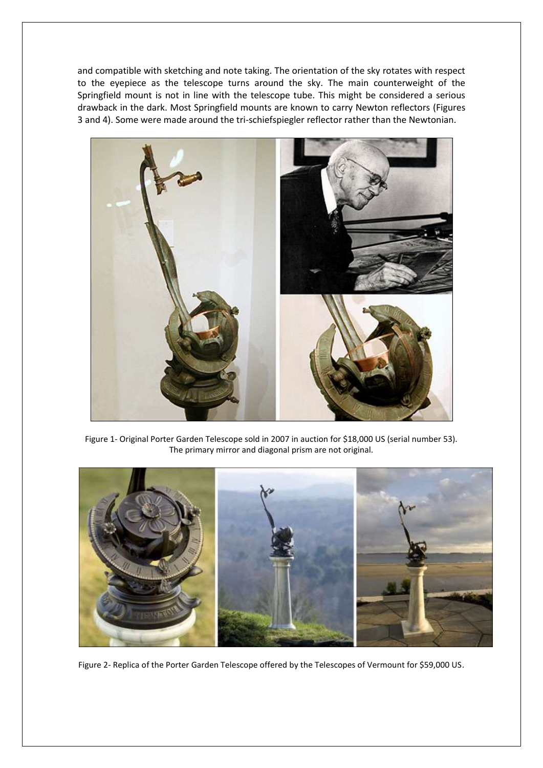and compatible with sketching and note taking. The orientation of the sky rotates with respect to the eyepiece as the telescope turns around the sky. The main counterweight of the Springfield mount is not in line with the telescope tube. This might be considered a serious drawback in the dark. Most Springfield mounts are known to carry Newton reflectors (Figures 3 and 4). Some were made around the tri-schiefspiegler reflector rather than the Newtonian.

Figure 1- Original Porter Garden Telescope sold in 2007 in auction for $18,000 US (serial number 53). The primary mirror and diagonal prism are not original.

Figure 2- Replica of the Porter Garden Telescope offered by the Telescopes of Vermount for $59,000 US.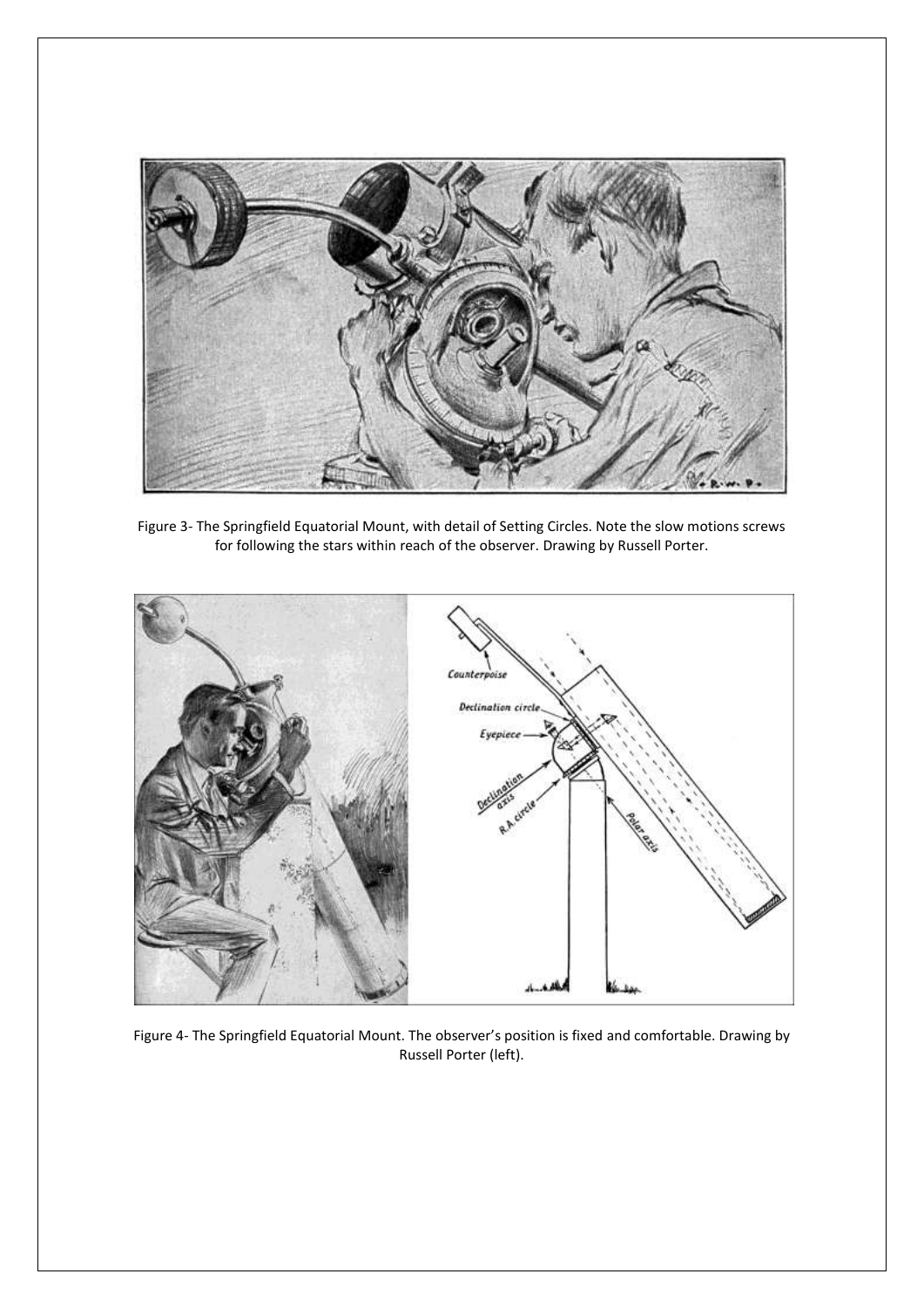Figure 3- The Springfield Equatorial Mount, with detail of Setting Circles. Note the slow motions screws for following the stars within reach of the observer. Drawing by Russell Porter.

Figure 4- The Springfield Equatorial Mount. The observer's position is fixed and comfortable. Drawing by Russell Porter (left).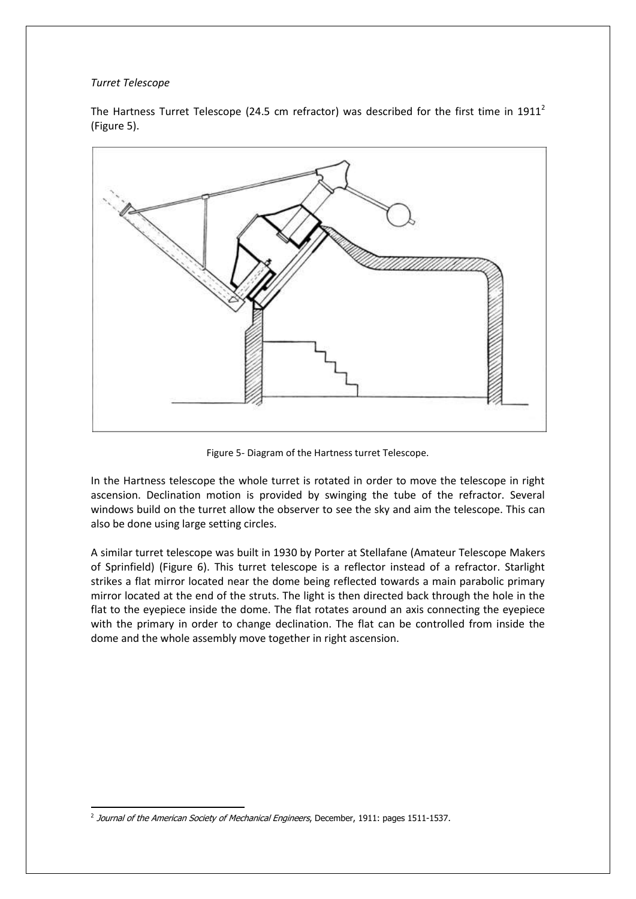*Turret Telescope*

The Hartness Turret Telescope (24.5 cm refractor) was described for the first time in 1911[2] (Figure 5).

Figure 5- Diagram of the Hartness turret Telescope.

In the Hartness telescope the whole turret is rotated in order to move the telescope in right ascension. Declination motion is provided by swinging the tube of the refractor. Several windows build on the turret allow the observer to see the sky and aim the telescope. This can also be done using large setting circles.

A similar turret telescope was built in 1930 by Porter at Stellafane (Amateur Telescope Makers of Sprinfield) (Figure 6). This turret telescope is a reflector instead of a refractor. Starlight strikes a flat mirror located near the dome being reflected towards a main parabolic primary mirror located at the end of the struts. The light is then directed back through the hole in the flat to the eyepiece inside the dome. The flat rotates around an axis connecting the eyepiece with the primary in order to change declination. The flat can be controlled from inside the dome and the whole assembly move together in right ascension.

[2] *Journal of the American Society of Mechanical Engineers*, December, 1911: pages 1511-1537.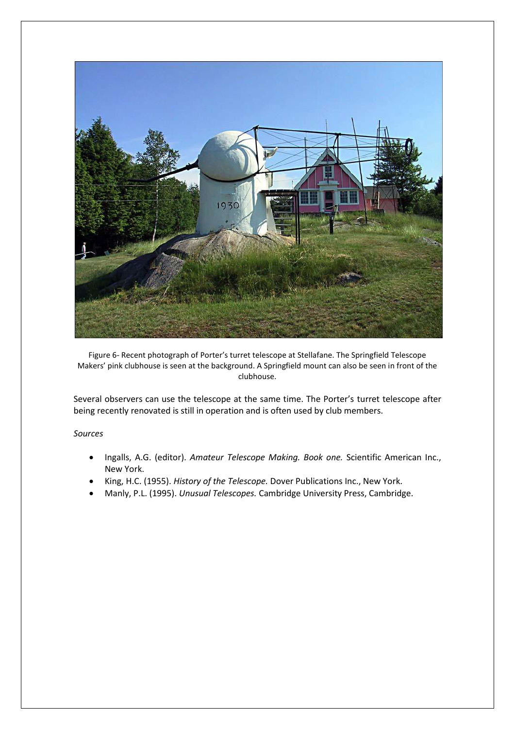Figure 6- Recent photograph of Porter's turret telescope at Stellafane. The Springfield Telescope Makers' pink clubhouse is seen at the background. A Springfield mount can also be seen in front of the clubhouse.

Several observers can use the telescope at the same time. The Porter's turret telescope after being recently renovated is still in operation and is often used by club members.

*Sources*

- Ingalls, A.G. (editor). *Amateur Telescope Making. Book one.* Scientific American Inc., New York.
- King, H.C. (1955). *History of the Telescope.* Dover Publications Inc., New York.
- Manly, P.L. (1995). *Unusual Telescopes.* Cambridge University Press, Cambridge.